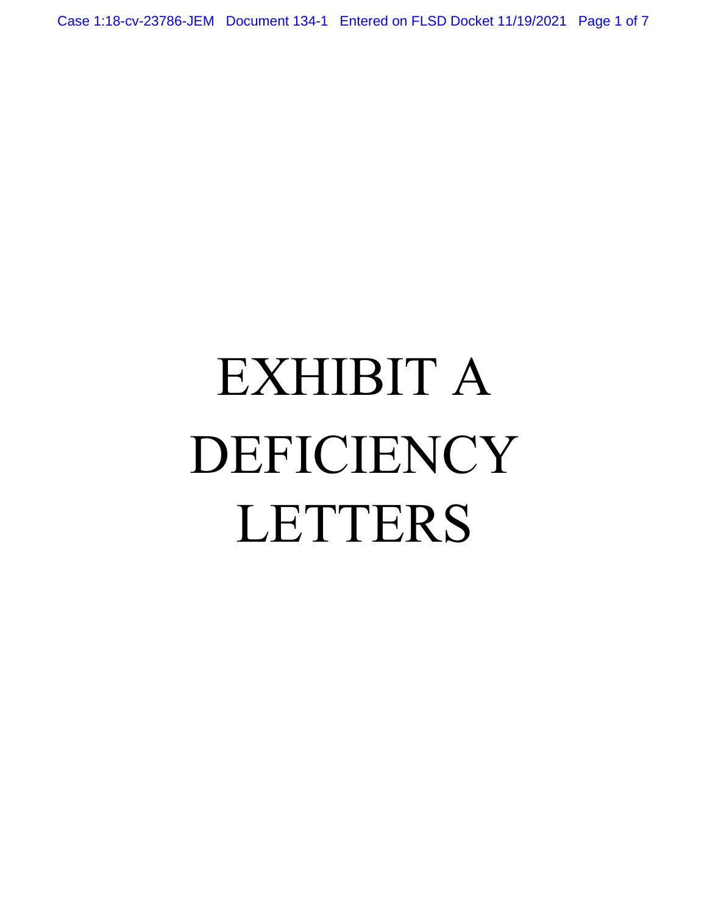# EXHIBIT A
# DEFICIENCY
# LETTERS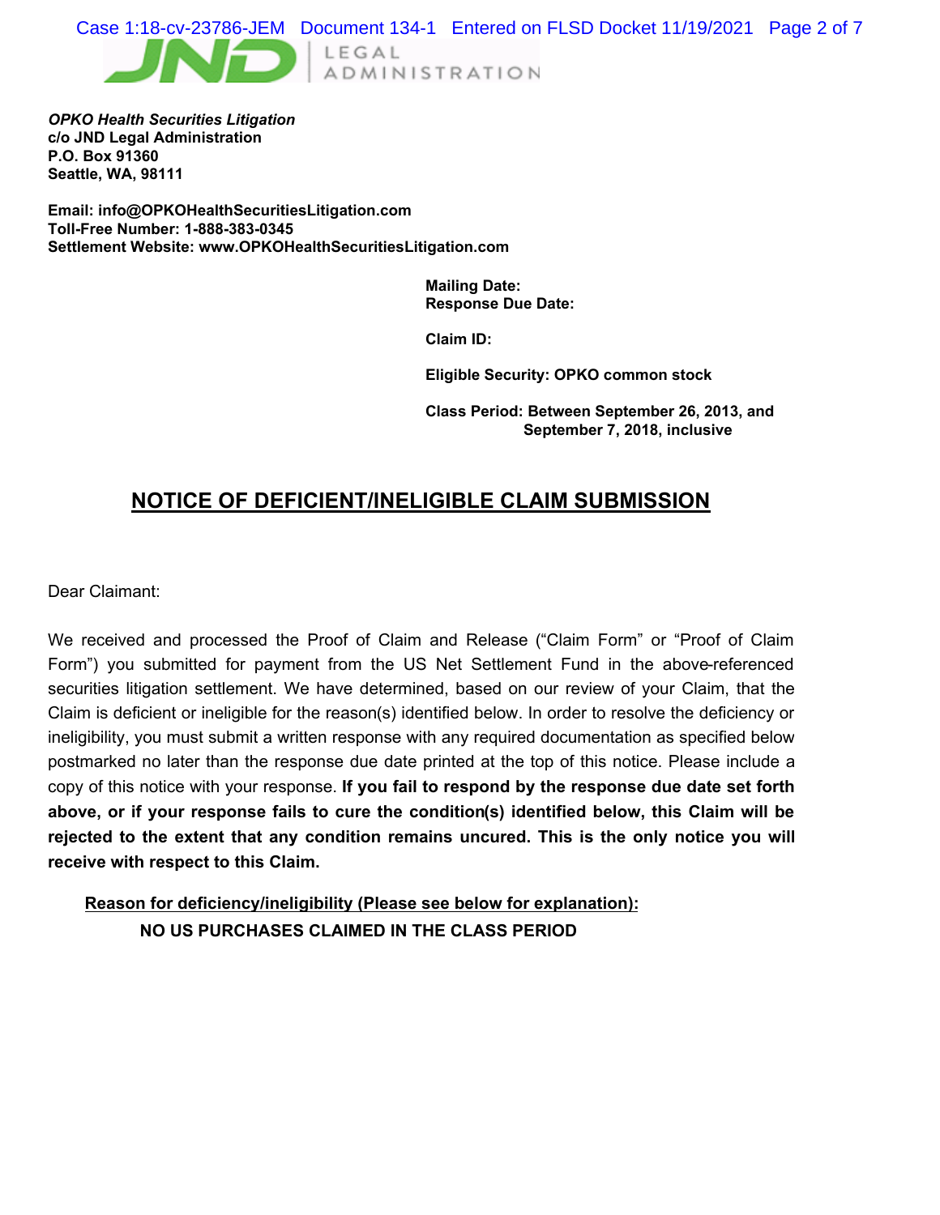*OPKO Health Securities Litigation*
**c/o JND Legal Administration**
**P.O. Box 91360**
**Seattle, WA, 98111**

**Email: info@OPKOHealthSecuritiesLitigation.com**
**Toll-Free Number: 1-888-383-0345**
**Settlement Website: www.OPKOHealthSecuritiesLitigation.com**

**Mailing Date:**
**Response Due Date:**

**Claim ID:**

**Eligible Security: OPKO common stock**

**Class Period: Between September 26, 2013, and September 7, 2018, inclusive**

# NOTICE OF DEFICIENT/INELIGIBLE CLAIM SUBMISSION

Dear Claimant:

We received and processed the Proof of Claim and Release ("Claim Form" or "Proof of Claim Form") you submitted for payment from the US Net Settlement Fund in the above-referenced securities litigation settlement. We have determined, based on our review of your Claim, that the Claim is deficient or ineligible for the reason(s) identified below. In order to resolve the deficiency or ineligibility, you must submit a written response with any required documentation as specified below postmarked no later than the response due date printed at the top of this notice. Please include a copy of this notice with your response. **If you fail to respond by the response due date set forth above, or if your response fails to cure the condition(s) identified below, this Claim will be rejected to the extent that any condition remains uncured. This is the only notice you will receive with respect to this Claim.**

**Reason for deficiency/ineligibility (Please see below for explanation):**

**NO US PURCHASES CLAIMED IN THE CLASS PERIOD**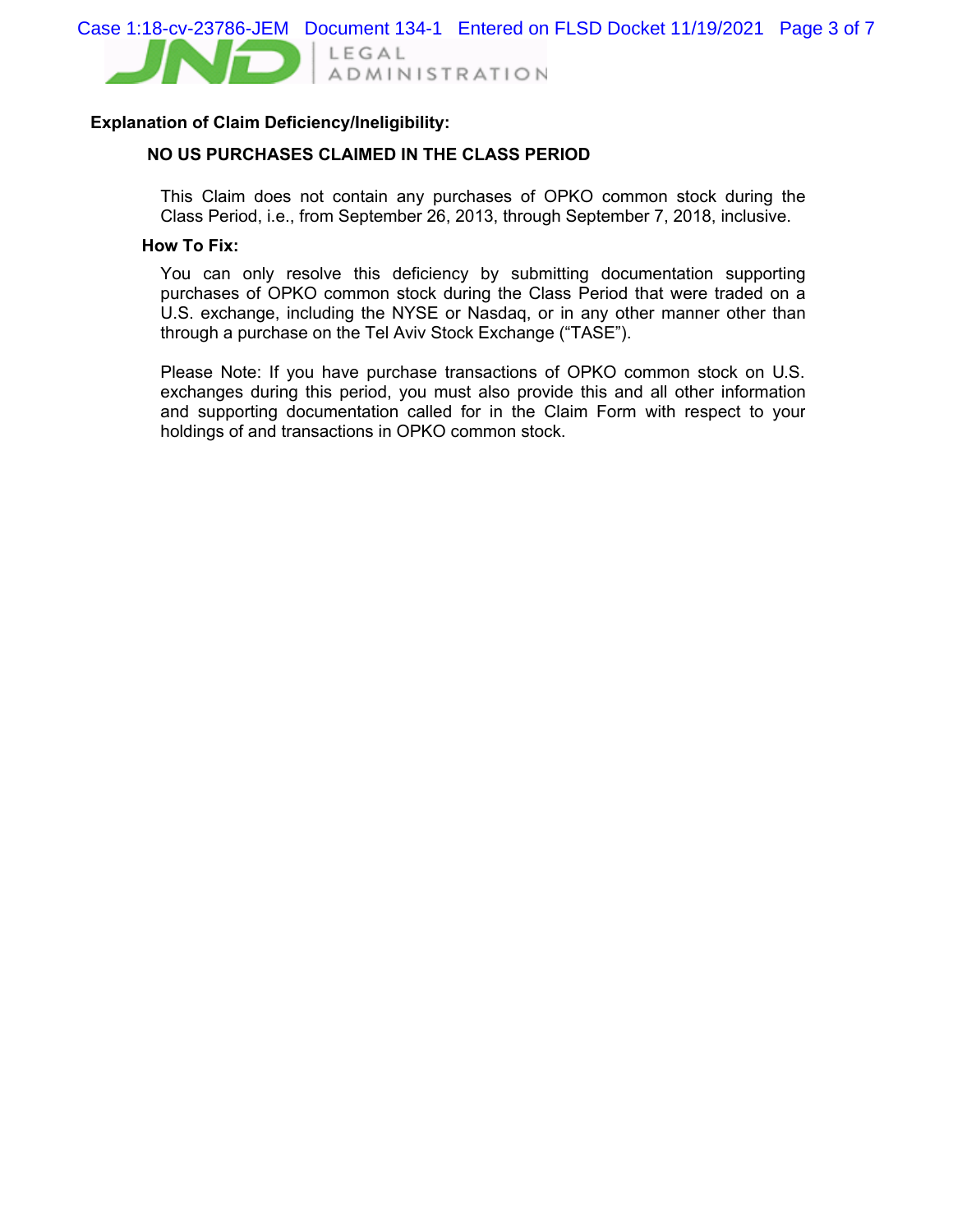**Explanation of Claim Deficiency/Ineligibility:**

**NO US PURCHASES CLAIMED IN THE CLASS PERIOD**

This Claim does not contain any purchases of OPKO common stock during the Class Period, i.e., from September 26, 2013, through September 7, 2018, inclusive.

**How To Fix:**

You can only resolve this deficiency by submitting documentation supporting purchases of OPKO common stock during the Class Period that were traded on a U.S. exchange, including the NYSE or Nasdaq, or in any other manner other than through a purchase on the Tel Aviv Stock Exchange ("TASE").

Please Note: If you have purchase transactions of OPKO common stock on U.S. exchanges during this period, you must also provide this and all other information and supporting documentation called for in the Claim Form with respect to your holdings of and transactions in OPKO common stock.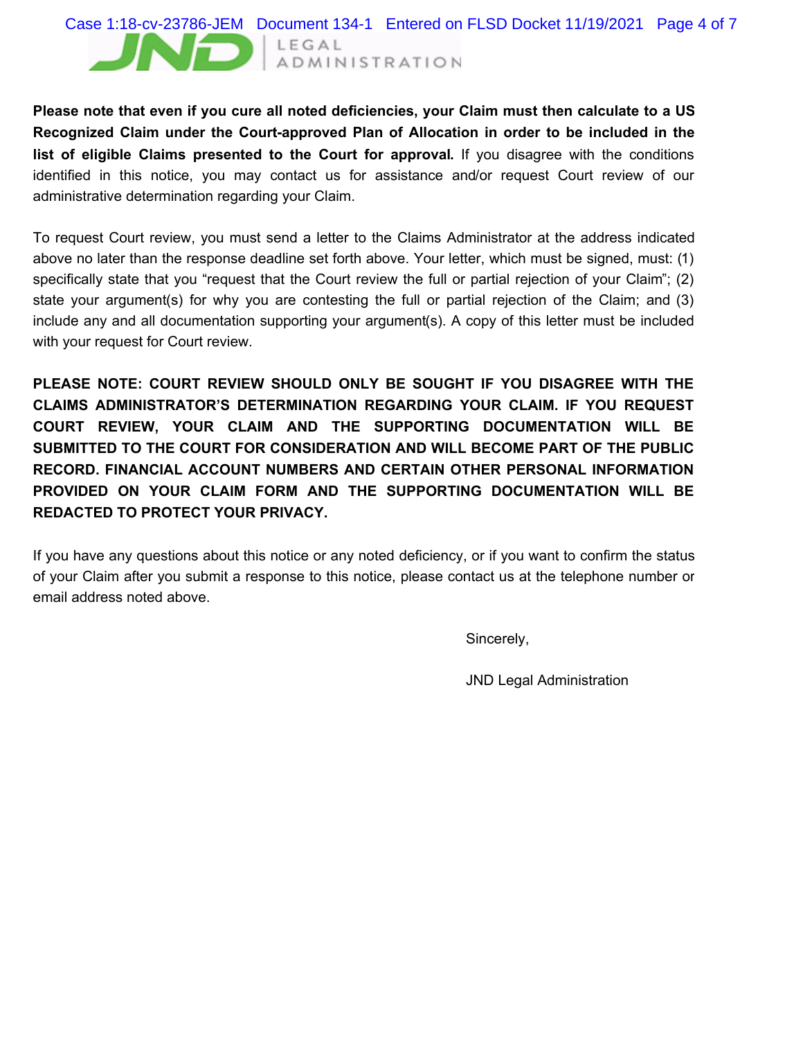**Please note that even if you cure all noted deficiencies, your Claim must then calculate to a US Recognized Claim under the Court-approved Plan of Allocation in order to be included in the list of eligible Claims presented to the Court for approval.** If you disagree with the conditions identified in this notice, you may contact us for assistance and/or request Court review of our administrative determination regarding your Claim.

To request Court review, you must send a letter to the Claims Administrator at the address indicated above no later than the response deadline set forth above. Your letter, which must be signed, must: (1) specifically state that you "request that the Court review the full or partial rejection of your Claim"; (2) state your argument(s) for why you are contesting the full or partial rejection of the Claim; and (3) include any and all documentation supporting your argument(s). A copy of this letter must be included with your request for Court review.

**PLEASE NOTE: COURT REVIEW SHOULD ONLY BE SOUGHT IF YOU DISAGREE WITH THE CLAIMS ADMINISTRATOR'S DETERMINATION REGARDING YOUR CLAIM. IF YOU REQUEST COURT REVIEW, YOUR CLAIM AND THE SUPPORTING DOCUMENTATION WILL BE SUBMITTED TO THE COURT FOR CONSIDERATION AND WILL BECOME PART OF THE PUBLIC RECORD. FINANCIAL ACCOUNT NUMBERS AND CERTAIN OTHER PERSONAL INFORMATION PROVIDED ON YOUR CLAIM FORM AND THE SUPPORTING DOCUMENTATION WILL BE REDACTED TO PROTECT YOUR PRIVACY.**

If you have any questions about this notice or any noted deficiency, or if you want to confirm the status of your Claim after you submit a response to this notice, please contact us at the telephone number or email address noted above.

Sincerely,

JND Legal Administration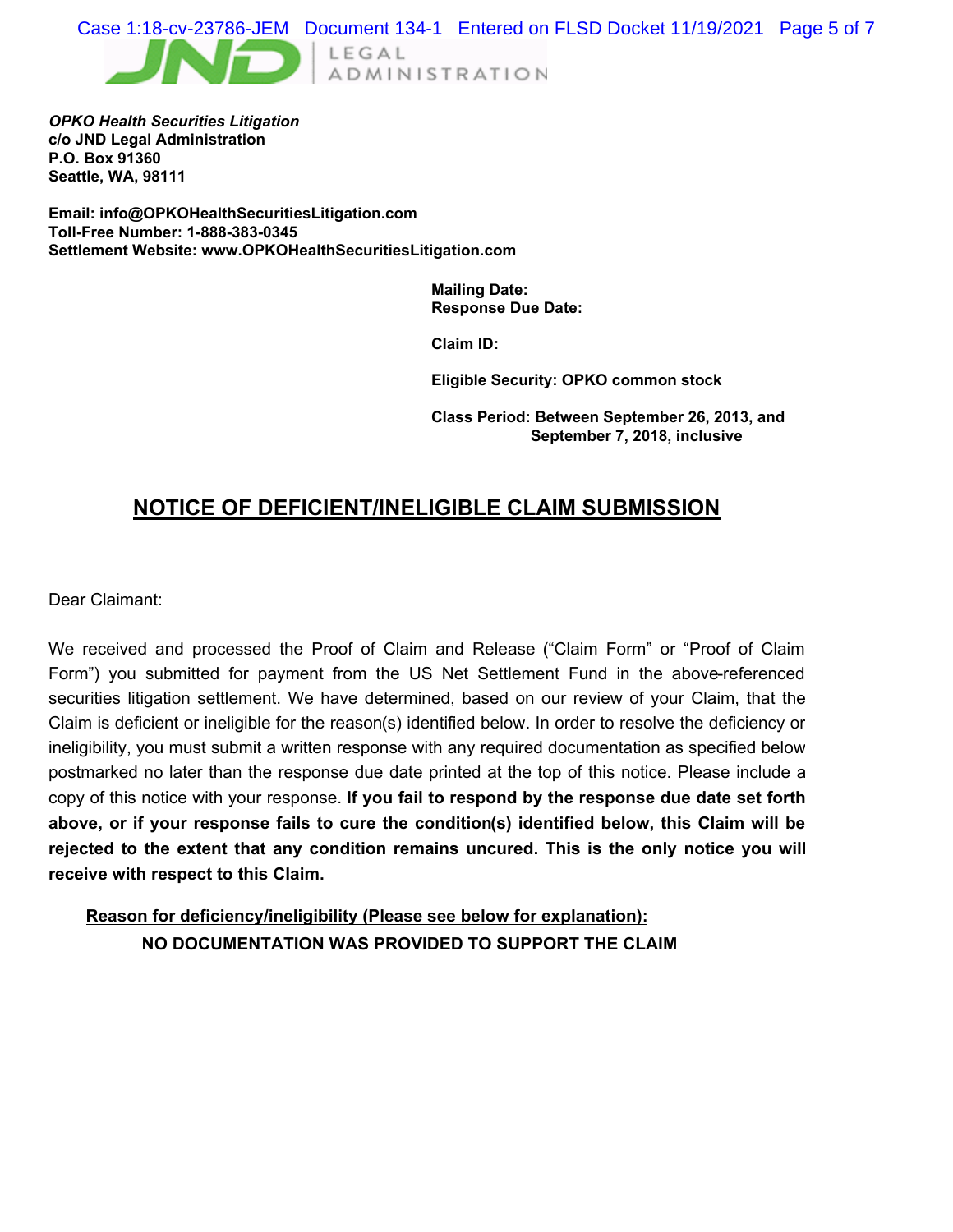***OPKO Health Securities Litigation***
**c/o JND Legal Administration**
**P.O. Box 91360**
**Seattle, WA, 98111**

**Email: info@OPKOHealthSecuritiesLitigation.com**
**Toll-Free Number: 1-888-383-0345**
**Settlement Website: www.OPKOHealthSecuritiesLitigation.com**

**Mailing Date:**
**Response Due Date:**

**Claim ID:**

**Eligible Security: OPKO common stock**

**Class Period: Between September 26, 2013, and September 7, 2018, inclusive**

## NOTICE OF DEFICIENT/INELIGIBLE CLAIM SUBMISSION

Dear Claimant:

We received and processed the Proof of Claim and Release ("Claim Form" or "Proof of Claim Form") you submitted for payment from the US Net Settlement Fund in the above-referenced securities litigation settlement. We have determined, based on our review of your Claim, that the Claim is deficient or ineligible for the reason(s) identified below. In order to resolve the deficiency or ineligibility, you must submit a written response with any required documentation as specified below postmarked no later than the response due date printed at the top of this notice. Please include a copy of this notice with your response. **If you fail to respond by the response due date set forth above, or if your response fails to cure the condition(s) identified below, this Claim will be rejected to the extent that any condition remains uncured. This is the only notice you will receive with respect to this Claim.**

**Reason for deficiency/ineligibility (Please see below for explanation):**

**NO DOCUMENTATION WAS PROVIDED TO SUPPORT THE CLAIM**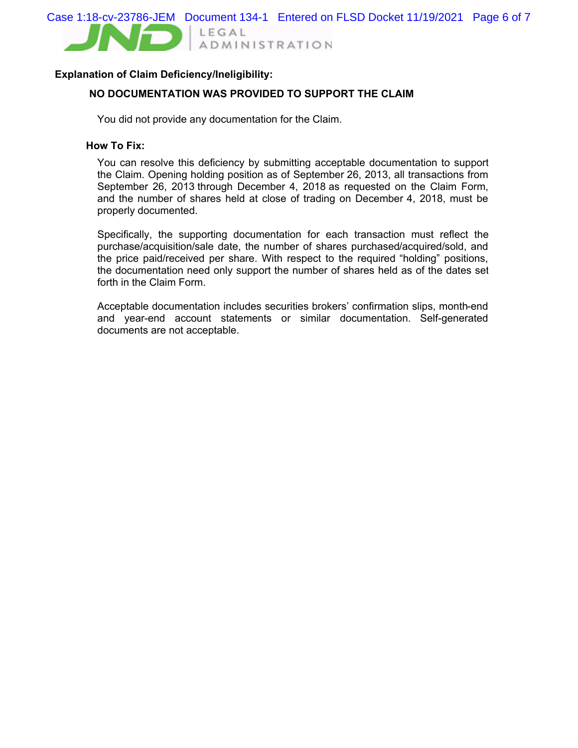JND | LEGAL ADMINISTRATION

**Explanation of Claim Deficiency/Ineligibility:**

**NO DOCUMENTATION WAS PROVIDED TO SUPPORT THE CLAIM**

You did not provide any documentation for the Claim.

**How To Fix:**

You can resolve this deficiency by submitting acceptable documentation to support the Claim. Opening holding position as of September 26, 2013, all transactions from September 26, 2013 through December 4, 2018 as requested on the Claim Form, and the number of shares held at close of trading on December 4, 2018, must be properly documented.

Specifically, the supporting documentation for each transaction must reflect the purchase/acquisition/sale date, the number of shares purchased/acquired/sold, and the price paid/received per share. With respect to the required "holding" positions, the documentation need only support the number of shares held as of the dates set forth in the Claim Form.

Acceptable documentation includes securities brokers' confirmation slips, month-end and year-end account statements or similar documentation. Self-generated documents are not acceptable.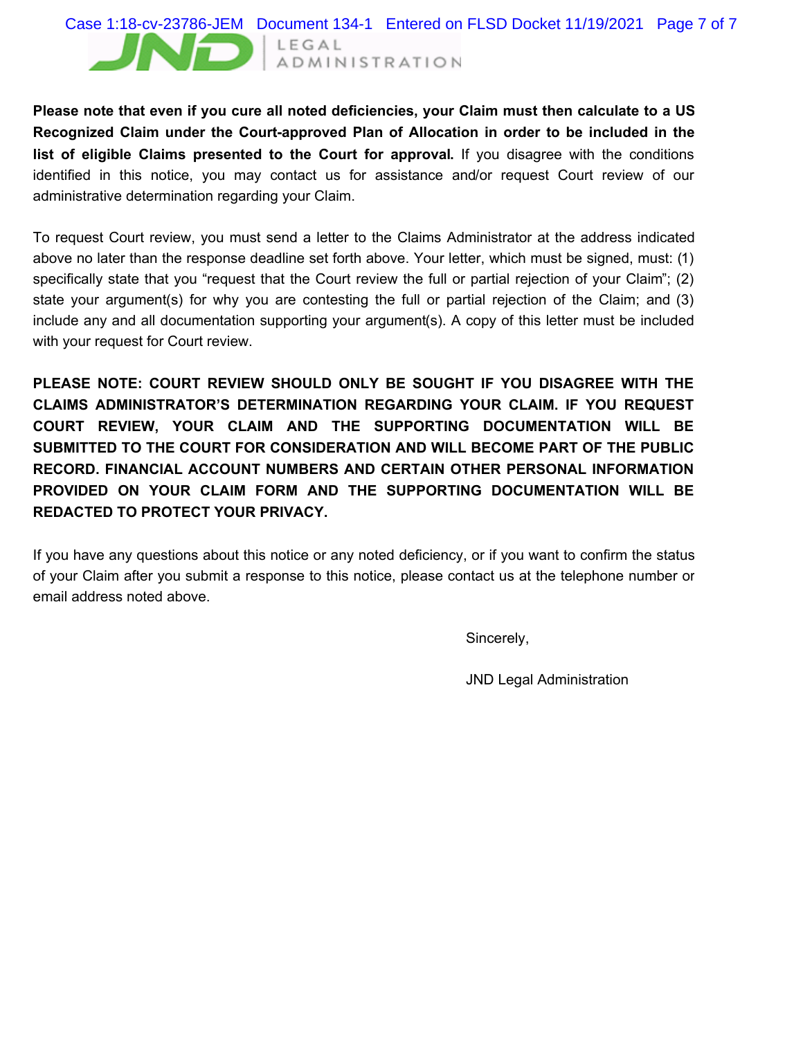**Please note that even if you cure all noted deficiencies, your Claim must then calculate to a US Recognized Claim under the Court-approved Plan of Allocation in order to be included in the list of eligible Claims presented to the Court for approval.** If you disagree with the conditions identified in this notice, you may contact us for assistance and/or request Court review of our administrative determination regarding your Claim.

To request Court review, you must send a letter to the Claims Administrator at the address indicated above no later than the response deadline set forth above. Your letter, which must be signed, must: (1) specifically state that you "request that the Court review the full or partial rejection of your Claim"; (2) state your argument(s) for why you are contesting the full or partial rejection of the Claim; and (3) include any and all documentation supporting your argument(s). A copy of this letter must be included with your request for Court review.

**PLEASE NOTE: COURT REVIEW SHOULD ONLY BE SOUGHT IF YOU DISAGREE WITH THE CLAIMS ADMINISTRATOR'S DETERMINATION REGARDING YOUR CLAIM. IF YOU REQUEST COURT REVIEW, YOUR CLAIM AND THE SUPPORTING DOCUMENTATION WILL BE SUBMITTED TO THE COURT FOR CONSIDERATION AND WILL BECOME PART OF THE PUBLIC RECORD. FINANCIAL ACCOUNT NUMBERS AND CERTAIN OTHER PERSONAL INFORMATION PROVIDED ON YOUR CLAIM FORM AND THE SUPPORTING DOCUMENTATION WILL BE REDACTED TO PROTECT YOUR PRIVACY.**

If you have any questions about this notice or any noted deficiency, or if you want to confirm the status of your Claim after you submit a response to this notice, please contact us at the telephone number or email address noted above.

Sincerely,

JND Legal Administration